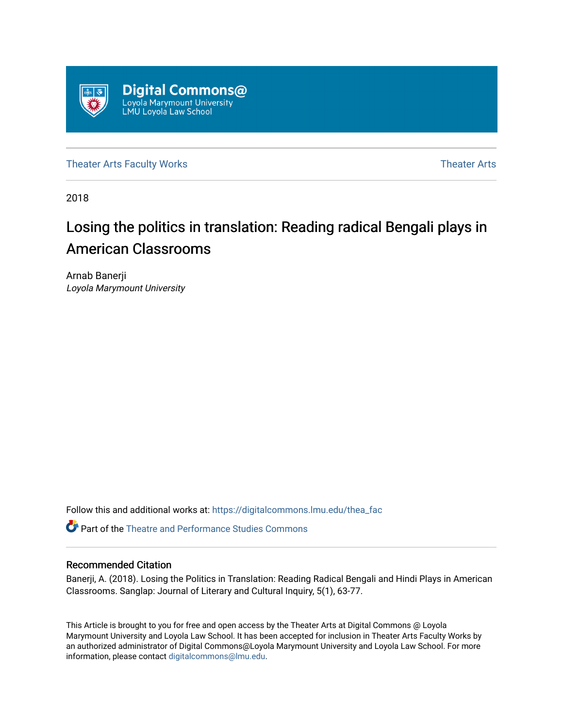Digital Commons@
Loyola Marymount University
LMU Loyola Law School

Theater Arts Faculty Works | Theater Arts

2018

# Losing the politics in translation: Reading radical Bengali plays in American Classrooms

Arnab Banerji
*Loyola Marymount University*

Follow this and additional works at: https://digitalcommons.lmu.edu/thea_fac

Part of the Theatre and Performance Studies Commons

### Recommended Citation

Banerji, A. (2018). Losing the Politics in Translation: Reading Radical Bengali and Hindi Plays in American Classrooms. Sanglap: Journal of Literary and Cultural Inquiry, 5(1), 63-77.

This Article is brought to you for free and open access by the Theater Arts at Digital Commons @ Loyola Marymount University and Loyola Law School. It has been accepted for inclusion in Theater Arts Faculty Works by an authorized administrator of Digital Commons@Loyola Marymount University and Loyola Law School. For more information, please contact digitalcommons@lmu.edu.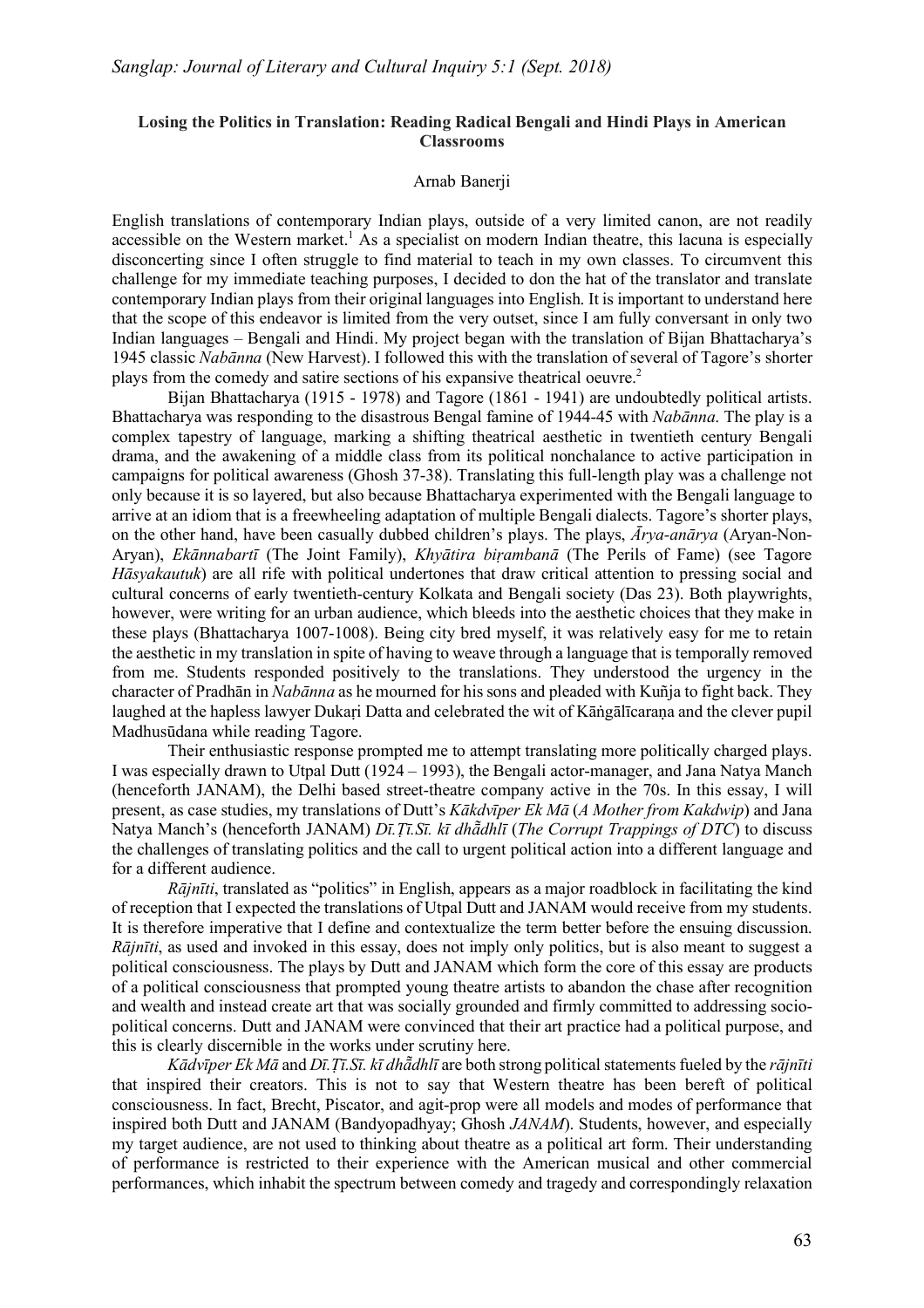**Losing the Politics in Translation: Reading Radical Bengali and Hindi Plays in American Classrooms**

Arnab Banerji

English translations of contemporary Indian plays, outside of a very limited canon, are not readily accessible on the Western market.[1] As a specialist on modern Indian theatre, this lacuna is especially disconcerting since I often struggle to find material to teach in my own classes. To circumvent this challenge for my immediate teaching purposes, I decided to don the hat of the translator and translate contemporary Indian plays from their original languages into English. It is important to understand here that the scope of this endeavor is limited from the very outset, since I am fully conversant in only two Indian languages – Bengali and Hindi. My project began with the translation of Bijan Bhattacharya's 1945 classic *Nabānna* (New Harvest). I followed this with the translation of several of Tagore's shorter plays from the comedy and satire sections of his expansive theatrical oeuvre.[2]

Bijan Bhattacharya (1915 - 1978) and Tagore (1861 - 1941) are undoubtedly political artists. Bhattacharya was responding to the disastrous Bengal famine of 1944-45 with *Nabānna*. The play is a complex tapestry of language, marking a shifting theatrical aesthetic in twentieth century Bengali drama, and the awakening of a middle class from its political nonchalance to active participation in campaigns for political awareness (Ghosh 37-38). Translating this full-length play was a challenge not only because it is so layered, but also because Bhattacharya experimented with the Bengali language to arrive at an idiom that is a freewheeling adaptation of multiple Bengali dialects. Tagore's shorter plays, on the other hand, have been casually dubbed children's plays. The plays, *Ārya-anārya* (Aryan-Non-Aryan), *Ekānnabartī* (The Joint Family), *Khyātira biṛambanā* (The Perils of Fame) (see Tagore *Hāsyakautuk*) are all rife with political undertones that draw critical attention to pressing social and cultural concerns of early twentieth-century Kolkata and Bengali society (Das 23). Both playwrights, however, were writing for an urban audience, which bleeds into the aesthetic choices that they make in these plays (Bhattacharya 1007-1008). Being city bred myself, it was relatively easy for me to retain the aesthetic in my translation in spite of having to weave through a language that is temporally removed from me. Students responded positively to the translations. They understood the urgency in the character of Pradhān in *Nabānna* as he mourned for his sons and pleaded with Kuñja to fight back. They laughed at the hapless lawyer Dukaṛi Datta and celebrated the wit of Kāṅgālīcaraṇa and the clever pupil Madhusūdana while reading Tagore.

Their enthusiastic response prompted me to attempt translating more politically charged plays. I was especially drawn to Utpal Dutt (1924 – 1993), the Bengali actor-manager, and Jana Natya Manch (henceforth JANAM), the Delhi based street-theatre company active in the 70s. In this essay, I will present, as case studies, my translations of Dutt's *Kākdvīper Ek Mā* (*A Mother from Kakdwip*) and Jana Natya Manch's (henceforth JANAM) *Dī.Ṭī.Sī. kī dhā̃dhlī* (*The Corrupt Trappings of DTC*) to discuss the challenges of translating politics and the call to urgent political action into a different language and for a different audience.

*Rājnīti*, translated as "politics" in English, appears as a major roadblock in facilitating the kind of reception that I expected the translations of Utpal Dutt and JANAM would receive from my students. It is therefore imperative that I define and contextualize the term better before the ensuing discussion. *Rājnīti*, as used and invoked in this essay, does not imply only politics, but is also meant to suggest a political consciousness. The plays by Dutt and JANAM which form the core of this essay are products of a political consciousness that prompted young theatre artists to abandon the chase after recognition and wealth and instead create art that was socially grounded and firmly committed to addressing socio-political concerns. Dutt and JANAM were convinced that their art practice had a political purpose, and this is clearly discernible in the works under scrutiny here.

*Kādvīper Ek Mā* and *Dī.Ṭī.Sī. kī dhā̃dhlī* are both strong political statements fueled by the *rājnīti* that inspired their creators. This is not to say that Western theatre has been bereft of political consciousness. In fact, Brecht, Piscator, and agit-prop were all models and modes of performance that inspired both Dutt and JANAM (Bandyopadhyay; Ghosh *JANAM*). Students, however, and especially my target audience, are not used to thinking about theatre as a political art form. Their understanding of performance is restricted to their experience with the American musical and other commercial performances, which inhabit the spectrum between comedy and tragedy and correspondingly relaxation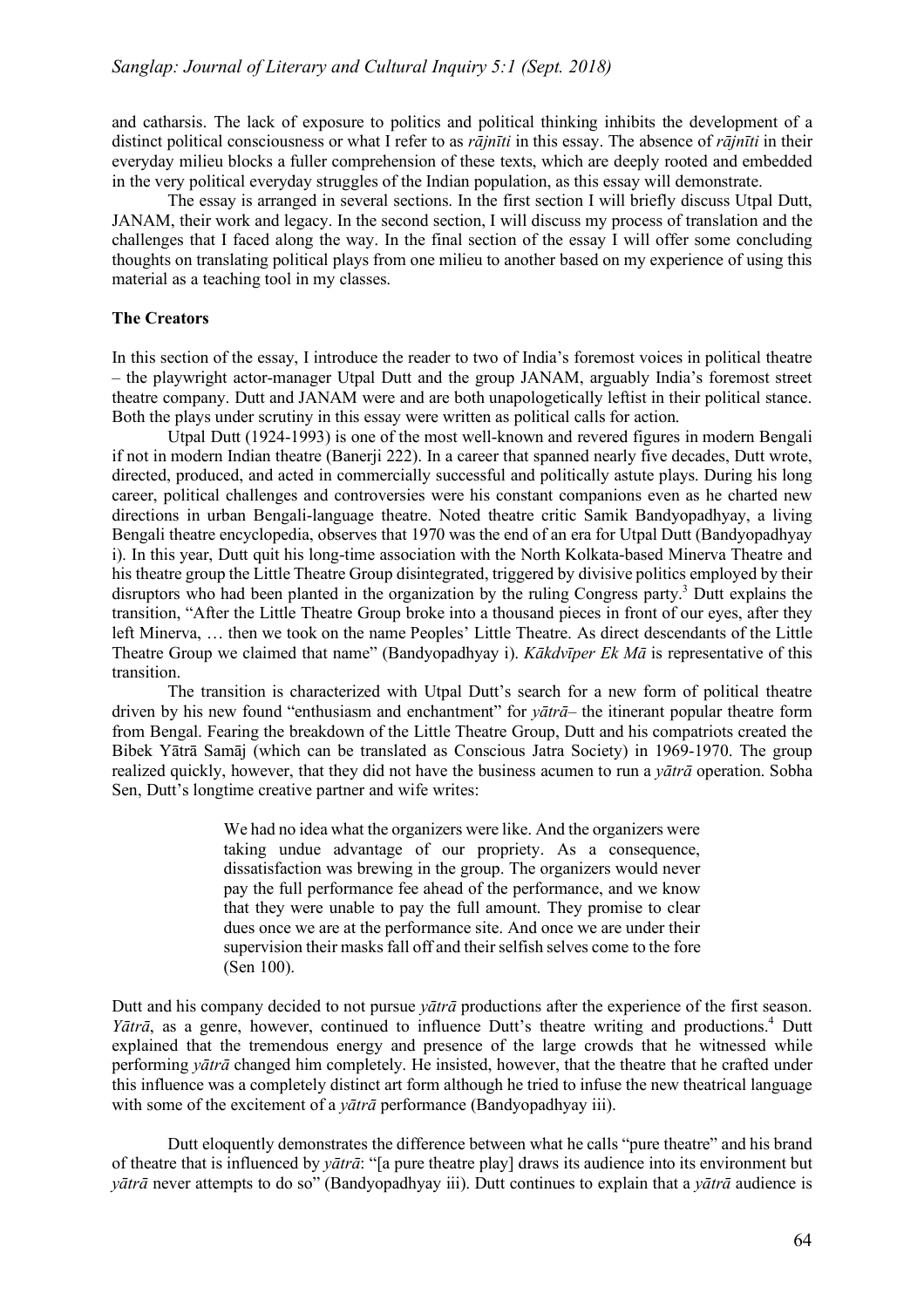and catharsis. The lack of exposure to politics and political thinking inhibits the development of a distinct political consciousness or what I refer to as *rājnīti* in this essay. The absence of *rājnīti* in their everyday milieu blocks a fuller comprehension of these texts, which are deeply rooted and embedded in the very political everyday struggles of the Indian population, as this essay will demonstrate.

The essay is arranged in several sections. In the first section I will briefly discuss Utpal Dutt, JANAM, their work and legacy. In the second section, I will discuss my process of translation and the challenges that I faced along the way. In the final section of the essay I will offer some concluding thoughts on translating political plays from one milieu to another based on my experience of using this material as a teaching tool in my classes.

**The Creators**

In this section of the essay, I introduce the reader to two of India's foremost voices in political theatre – the playwright actor-manager Utpal Dutt and the group JANAM, arguably India's foremost street theatre company. Dutt and JANAM were and are both unapologetically leftist in their political stance. Both the plays under scrutiny in this essay were written as political calls for action.

Utpal Dutt (1924-1993) is one of the most well-known and revered figures in modern Bengali if not in modern Indian theatre (Banerji 222). In a career that spanned nearly five decades, Dutt wrote, directed, produced, and acted in commercially successful and politically astute plays. During his long career, political challenges and controversies were his constant companions even as he charted new directions in urban Bengali-language theatre. Noted theatre critic Samik Bandyopadhyay, a living Bengali theatre encyclopedia, observes that 1970 was the end of an era for Utpal Dutt (Bandyopadhyay i). In this year, Dutt quit his long-time association with the North Kolkata-based Minerva Theatre and his theatre group the Little Theatre Group disintegrated, triggered by divisive politics employed by their disruptors who had been planted in the organization by the ruling Congress party.[3] Dutt explains the transition, "After the Little Theatre Group broke into a thousand pieces in front of our eyes, after they left Minerva, … then we took on the name Peoples' Little Theatre. As direct descendants of the Little Theatre Group we claimed that name" (Bandyopadhyay i). *Kākdvīper Ek Mā* is representative of this transition.

The transition is characterized with Utpal Dutt's search for a new form of political theatre driven by his new found "enthusiasm and enchantment" for *yātrā*– the itinerant popular theatre form from Bengal. Fearing the breakdown of the Little Theatre Group, Dutt and his compatriots created the Bibek Yātrā Samāj (which can be translated as Conscious Jatra Society) in 1969-1970. The group realized quickly, however, that they did not have the business acumen to run a *yātrā* operation. Sobha Sen, Dutt's longtime creative partner and wife writes:

> We had no idea what the organizers were like. And the organizers were taking undue advantage of our propriety. As a consequence, dissatisfaction was brewing in the group. The organizers would never pay the full performance fee ahead of the performance, and we know that they were unable to pay the full amount. They promise to clear dues once we are at the performance site. And once we are under their supervision their masks fall off and their selfish selves come to the fore (Sen 100).

Dutt and his company decided to not pursue *yātrā* productions after the experience of the first season. *Yātrā*, as a genre, however, continued to influence Dutt's theatre writing and productions.[4] Dutt explained that the tremendous energy and presence of the large crowds that he witnessed while performing *yātrā* changed him completely. He insisted, however, that the theatre that he crafted under this influence was a completely distinct art form although he tried to infuse the new theatrical language with some of the excitement of a *yātrā* performance (Bandyopadhyay iii).

Dutt eloquently demonstrates the difference between what he calls "pure theatre" and his brand of theatre that is influenced by *yātrā*: "[a pure theatre play] draws its audience into its environment but *yātrā* never attempts to do so" (Bandyopadhyay iii). Dutt continues to explain that a *yātrā* audience is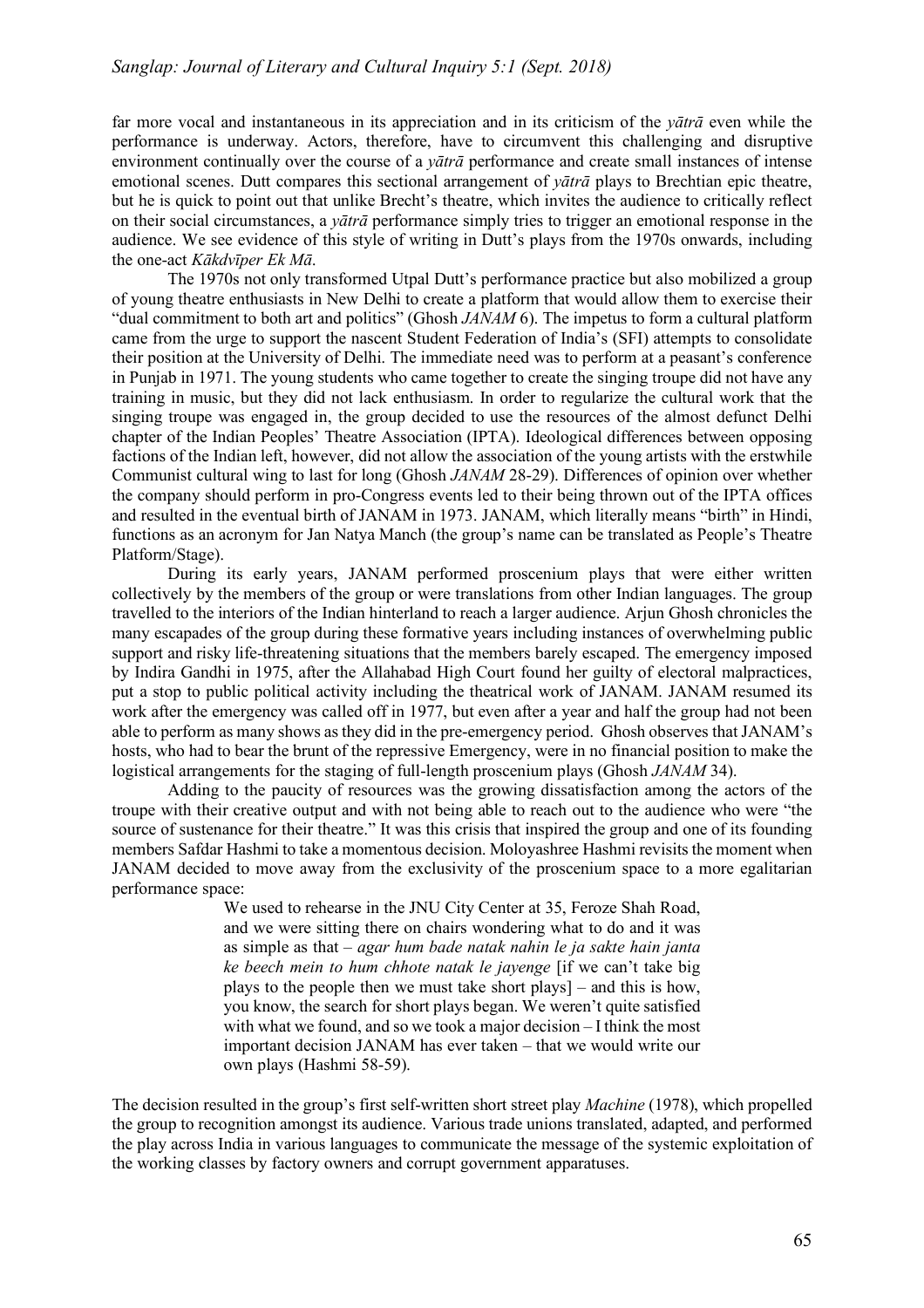far more vocal and instantaneous in its appreciation and in its criticism of the *yātrā* even while the performance is underway. Actors, therefore, have to circumvent this challenging and disruptive environment continually over the course of a *yātrā* performance and create small instances of intense emotional scenes. Dutt compares this sectional arrangement of *yātrā* plays to Brechtian epic theatre, but he is quick to point out that unlike Brecht's theatre, which invites the audience to critically reflect on their social circumstances, a *yātrā* performance simply tries to trigger an emotional response in the audience. We see evidence of this style of writing in Dutt's plays from the 1970s onwards, including the one-act *Kākdvīper Ek Mā*.

The 1970s not only transformed Utpal Dutt's performance practice but also mobilized a group of young theatre enthusiasts in New Delhi to create a platform that would allow them to exercise their "dual commitment to both art and politics" (Ghosh *JANAM* 6). The impetus to form a cultural platform came from the urge to support the nascent Student Federation of India's (SFI) attempts to consolidate their position at the University of Delhi. The immediate need was to perform at a peasant's conference in Punjab in 1971. The young students who came together to create the singing troupe did not have any training in music, but they did not lack enthusiasm. In order to regularize the cultural work that the singing troupe was engaged in, the group decided to use the resources of the almost defunct Delhi chapter of the Indian Peoples' Theatre Association (IPTA). Ideological differences between opposing factions of the Indian left, however, did not allow the association of the young artists with the erstwhile Communist cultural wing to last for long (Ghosh *JANAM* 28-29). Differences of opinion over whether the company should perform in pro-Congress events led to their being thrown out of the IPTA offices and resulted in the eventual birth of JANAM in 1973. JANAM, which literally means "birth" in Hindi, functions as an acronym for Jan Natya Manch (the group's name can be translated as People's Theatre Platform/Stage).

During its early years, JANAM performed proscenium plays that were either written collectively by the members of the group or were translations from other Indian languages. The group travelled to the interiors of the Indian hinterland to reach a larger audience. Arjun Ghosh chronicles the many escapades of the group during these formative years including instances of overwhelming public support and risky life-threatening situations that the members barely escaped. The emergency imposed by Indira Gandhi in 1975, after the Allahabad High Court found her guilty of electoral malpractices, put a stop to public political activity including the theatrical work of JANAM. JANAM resumed its work after the emergency was called off in 1977, but even after a year and half the group had not been able to perform as many shows as they did in the pre-emergency period. Ghosh observes that JANAM's hosts, who had to bear the brunt of the repressive Emergency, were in no financial position to make the logistical arrangements for the staging of full-length proscenium plays (Ghosh *JANAM* 34).

Adding to the paucity of resources was the growing dissatisfaction among the actors of the troupe with their creative output and with not being able to reach out to the audience who were "the source of sustenance for their theatre." It was this crisis that inspired the group and one of its founding members Safdar Hashmi to take a momentous decision. Moloyashree Hashmi revisits the moment when JANAM decided to move away from the exclusivity of the proscenium space to a more egalitarian performance space:

> We used to rehearse in the JNU City Center at 35, Feroze Shah Road, and we were sitting there on chairs wondering what to do and it was as simple as that – *agar hum bade natak nahin le ja sakte hain janta ke beech mein to hum chhote natak le jayenge* [if we can't take big plays to the people then we must take short plays] – and this is how, you know, the search for short plays began. We weren't quite satisfied with what we found, and so we took a major decision – I think the most important decision JANAM has ever taken – that we would write our own plays (Hashmi 58-59).

The decision resulted in the group's first self-written short street play *Machine* (1978), which propelled the group to recognition amongst its audience. Various trade unions translated, adapted, and performed the play across India in various languages to communicate the message of the systemic exploitation of the working classes by factory owners and corrupt government apparatuses.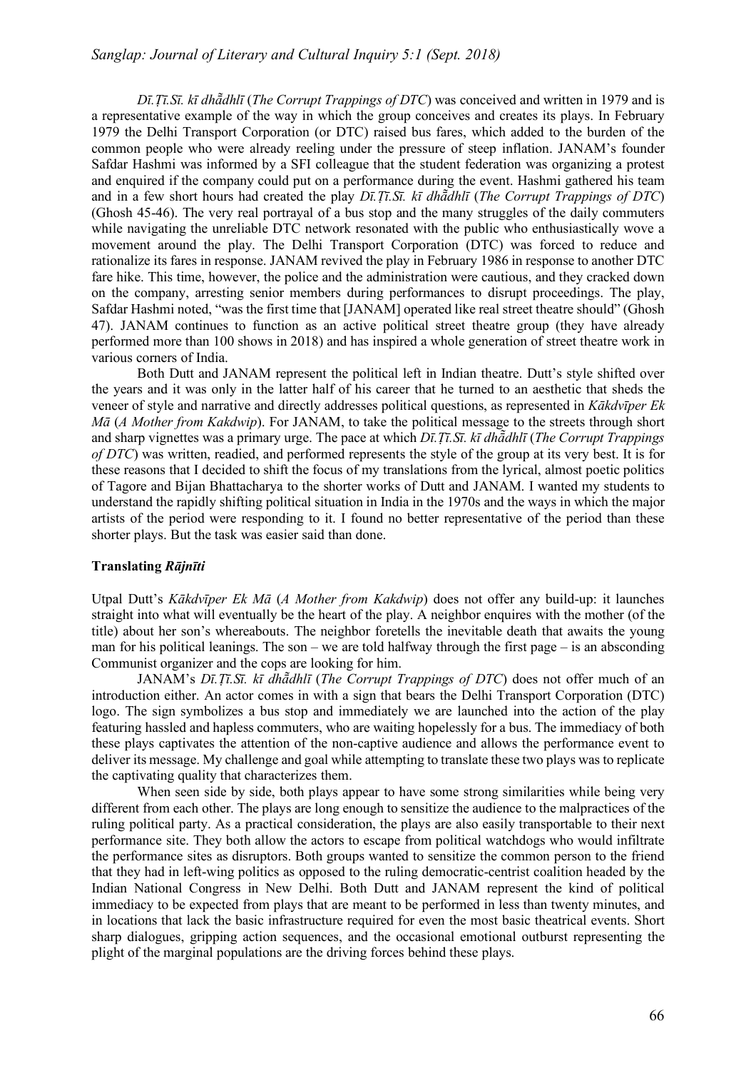*Dī.Ṭī.Sī. kī dhā̃dhlī* (*The Corrupt Trappings of DTC*) was conceived and written in 1979 and is a representative example of the way in which the group conceives and creates its plays. In February 1979 the Delhi Transport Corporation (or DTC) raised bus fares, which added to the burden of the common people who were already reeling under the pressure of steep inflation. JANAM's founder Safdar Hashmi was informed by a SFI colleague that the student federation was organizing a protest and enquired if the company could put on a performance during the event. Hashmi gathered his team and in a few short hours had created the play *Dī.Ṭī.Sī. kī dhā̃dhlī* (*The Corrupt Trappings of DTC*) (Ghosh 45-46). The very real portrayal of a bus stop and the many struggles of the daily commuters while navigating the unreliable DTC network resonated with the public who enthusiastically wove a movement around the play. The Delhi Transport Corporation (DTC) was forced to reduce and rationalize its fares in response. JANAM revived the play in February 1986 in response to another DTC fare hike. This time, however, the police and the administration were cautious, and they cracked down on the company, arresting senior members during performances to disrupt proceedings. The play, Safdar Hashmi noted, "was the first time that [JANAM] operated like real street theatre should" (Ghosh 47). JANAM continues to function as an active political street theatre group (they have already performed more than 100 shows in 2018) and has inspired a whole generation of street theatre work in various corners of India.

Both Dutt and JANAM represent the political left in Indian theatre. Dutt's style shifted over the years and it was only in the latter half of his career that he turned to an aesthetic that sheds the veneer of style and narrative and directly addresses political questions, as represented in *Kākdvīper Ek Mā* (*A Mother from Kakdwip*). For JANAM, to take the political message to the streets through short and sharp vignettes was a primary urge. The pace at which *Dī.Ṭī.Sī. kī dhā̃dhlī* (*The Corrupt Trappings of DTC*) was written, readied, and performed represents the style of the group at its very best. It is for these reasons that I decided to shift the focus of my translations from the lyrical, almost poetic politics of Tagore and Bijan Bhattacharya to the shorter works of Dutt and JANAM. I wanted my students to understand the rapidly shifting political situation in India in the 1970s and the ways in which the major artists of the period were responding to it. I found no better representative of the period than these shorter plays. But the task was easier said than done.

### Translating *Rājnīti*

Utpal Dutt's *Kākdvīper Ek Mā* (*A Mother from Kakdwip*) does not offer any build-up: it launches straight into what will eventually be the heart of the play. A neighbor enquires with the mother (of the title) about her son's whereabouts. The neighbor foretells the inevitable death that awaits the young man for his political leanings. The son – we are told halfway through the first page – is an absconding Communist organizer and the cops are looking for him.

JANAM's *Dī.Ṭī.Sī. kī dhā̃dhlī* (*The Corrupt Trappings of DTC*) does not offer much of an introduction either. An actor comes in with a sign that bears the Delhi Transport Corporation (DTC) logo. The sign symbolizes a bus stop and immediately we are launched into the action of the play featuring hassled and hapless commuters, who are waiting hopelessly for a bus. The immediacy of both these plays captivates the attention of the non-captive audience and allows the performance event to deliver its message. My challenge and goal while attempting to translate these two plays was to replicate the captivating quality that characterizes them.

When seen side by side, both plays appear to have some strong similarities while being very different from each other. The plays are long enough to sensitize the audience to the malpractices of the ruling political party. As a practical consideration, the plays are also easily transportable to their next performance site. They both allow the actors to escape from political watchdogs who would infiltrate the performance sites as disruptors. Both groups wanted to sensitize the common person to the friend that they had in left-wing politics as opposed to the ruling democratic-centrist coalition headed by the Indian National Congress in New Delhi. Both Dutt and JANAM represent the kind of political immediacy to be expected from plays that are meant to be performed in less than twenty minutes, and in locations that lack the basic infrastructure required for even the most basic theatrical events. Short sharp dialogues, gripping action sequences, and the occasional emotional outburst representing the plight of the marginal populations are the driving forces behind these plays.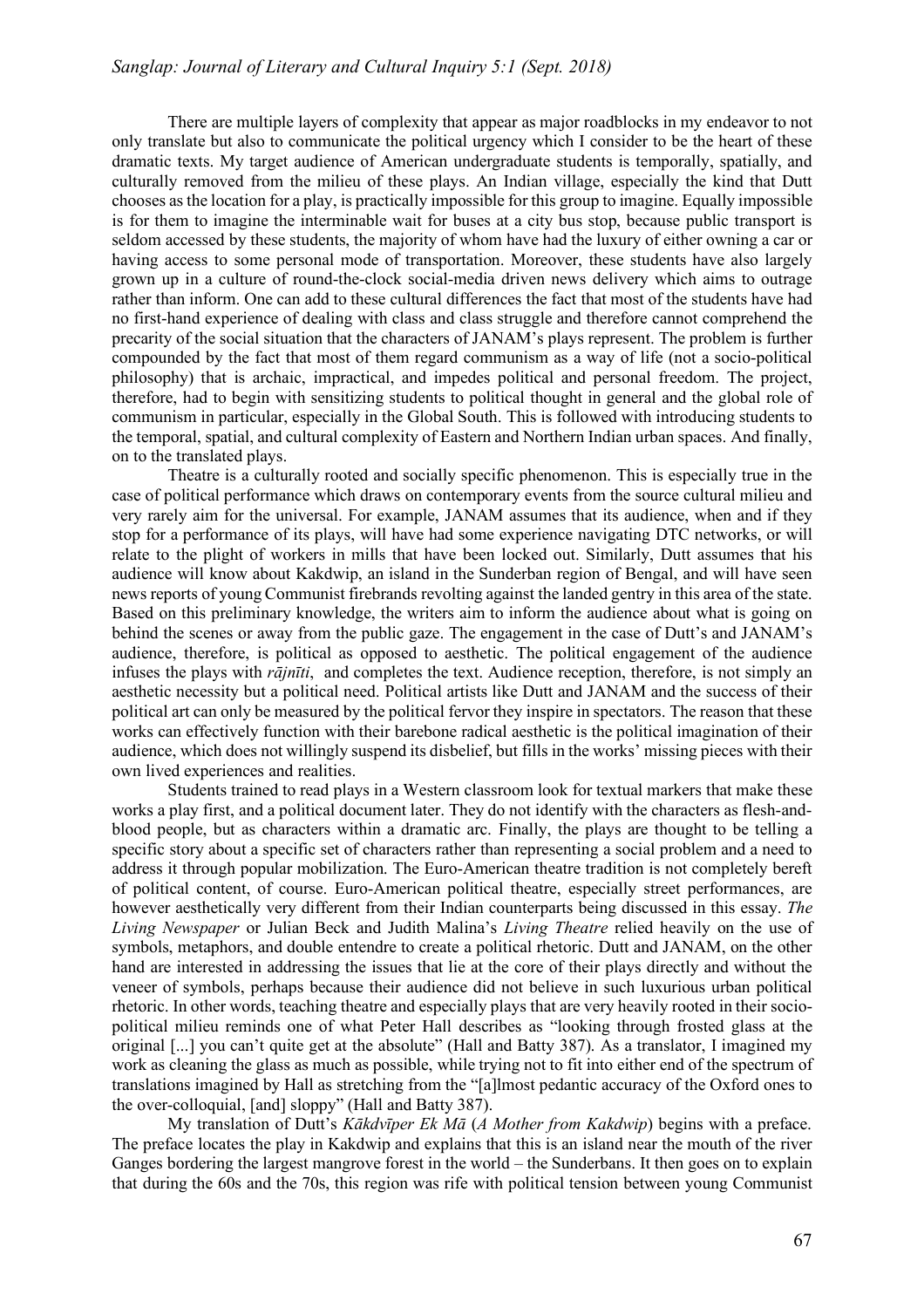There are multiple layers of complexity that appear as major roadblocks in my endeavor to not only translate but also to communicate the political urgency which I consider to be the heart of these dramatic texts. My target audience of American undergraduate students is temporally, spatially, and culturally removed from the milieu of these plays. An Indian village, especially the kind that Dutt chooses as the location for a play, is practically impossible for this group to imagine. Equally impossible is for them to imagine the interminable wait for buses at a city bus stop, because public transport is seldom accessed by these students, the majority of whom have had the luxury of either owning a car or having access to some personal mode of transportation. Moreover, these students have also largely grown up in a culture of round-the-clock social-media driven news delivery which aims to outrage rather than inform. One can add to these cultural differences the fact that most of the students have had no first-hand experience of dealing with class and class struggle and therefore cannot comprehend the precarity of the social situation that the characters of JANAM's plays represent. The problem is further compounded by the fact that most of them regard communism as a way of life (not a socio-political philosophy) that is archaic, impractical, and impedes political and personal freedom. The project, therefore, had to begin with sensitizing students to political thought in general and the global role of communism in particular, especially in the Global South. This is followed with introducing students to the temporal, spatial, and cultural complexity of Eastern and Northern Indian urban spaces. And finally, on to the translated plays.

Theatre is a culturally rooted and socially specific phenomenon. This is especially true in the case of political performance which draws on contemporary events from the source cultural milieu and very rarely aim for the universal. For example, JANAM assumes that its audience, when and if they stop for a performance of its plays, will have had some experience navigating DTC networks, or will relate to the plight of workers in mills that have been locked out. Similarly, Dutt assumes that his audience will know about Kakdwip, an island in the Sunderban region of Bengal, and will have seen news reports of young Communist firebrands revolting against the landed gentry in this area of the state. Based on this preliminary knowledge, the writers aim to inform the audience about what is going on behind the scenes or away from the public gaze. The engagement in the case of Dutt's and JANAM's audience, therefore, is political as opposed to aesthetic. The political engagement of the audience infuses the plays with *rājnīti*, and completes the text. Audience reception, therefore, is not simply an aesthetic necessity but a political need. Political artists like Dutt and JANAM and the success of their political art can only be measured by the political fervor they inspire in spectators. The reason that these works can effectively function with their barebone radical aesthetic is the political imagination of their audience, which does not willingly suspend its disbelief, but fills in the works' missing pieces with their own lived experiences and realities.

Students trained to read plays in a Western classroom look for textual markers that make these works a play first, and a political document later. They do not identify with the characters as flesh-and-blood people, but as characters within a dramatic arc. Finally, the plays are thought to be telling a specific story about a specific set of characters rather than representing a social problem and a need to address it through popular mobilization. The Euro-American theatre tradition is not completely bereft of political content, of course. Euro-American political theatre, especially street performances, are however aesthetically very different from their Indian counterparts being discussed in this essay. *The Living Newspaper* or Julian Beck and Judith Malina's *Living Theatre* relied heavily on the use of symbols, metaphors, and double entendre to create a political rhetoric. Dutt and JANAM, on the other hand are interested in addressing the issues that lie at the core of their plays directly and without the veneer of symbols, perhaps because their audience did not believe in such luxurious urban political rhetoric. In other words, teaching theatre and especially plays that are very heavily rooted in their socio-political milieu reminds one of what Peter Hall describes as "looking through frosted glass at the original [...] you can't quite get at the absolute" (Hall and Batty 387). As a translator, I imagined my work as cleaning the glass as much as possible, while trying not to fit into either end of the spectrum of translations imagined by Hall as stretching from the "[a]lmost pedantic accuracy of the Oxford ones to the over-colloquial, [and] sloppy" (Hall and Batty 387).

My translation of Dutt's *Kākdvīper Ek Mā* (*A Mother from Kakdwip*) begins with a preface. The preface locates the play in Kakdwip and explains that this is an island near the mouth of the river Ganges bordering the largest mangrove forest in the world – the Sunderbans. It then goes on to explain that during the 60s and the 70s, this region was rife with political tension between young Communist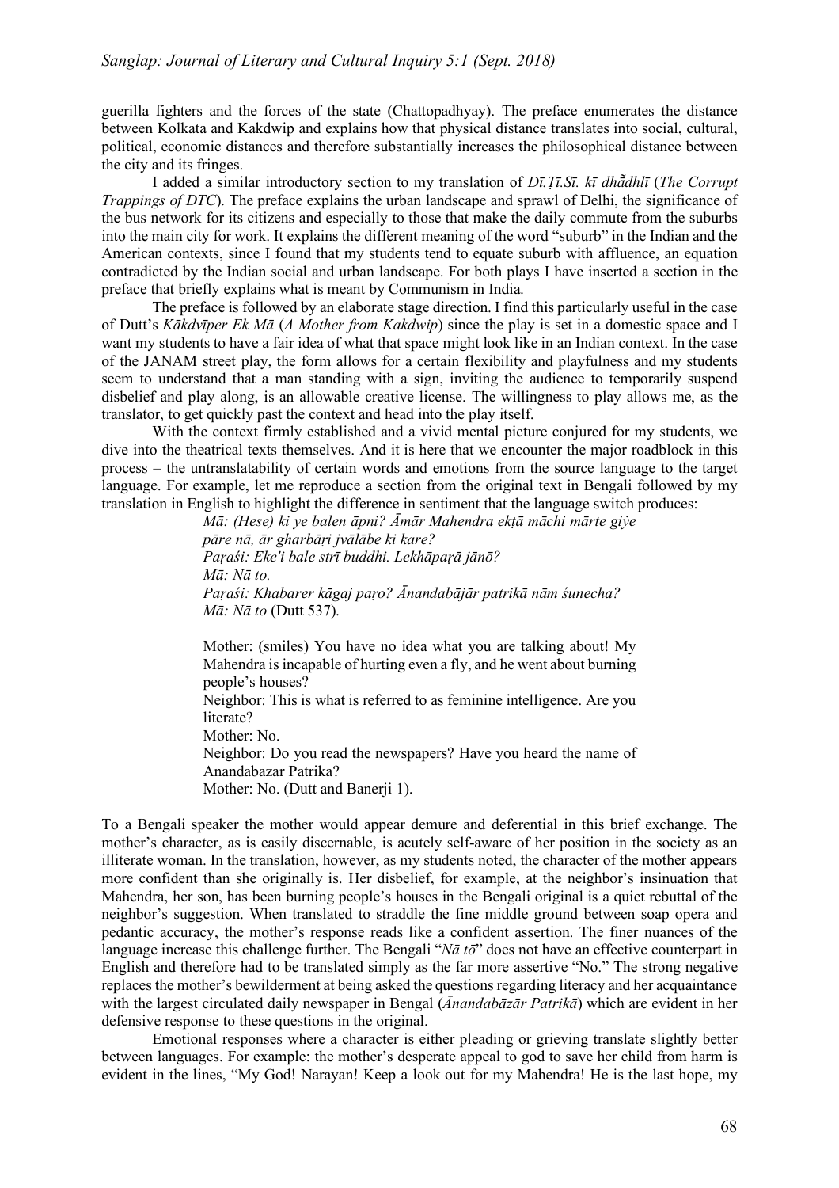guerilla fighters and the forces of the state (Chattopadhyay). The preface enumerates the distance between Kolkata and Kakdwip and explains how that physical distance translates into social, cultural, political, economic distances and therefore substantially increases the philosophical distance between the city and its fringes.

I added a similar introductory section to my translation of *Dī.Ṭī.Sī. kī dhā̃dhlī* (*The Corrupt Trappings of DTC*). The preface explains the urban landscape and sprawl of Delhi, the significance of the bus network for its citizens and especially to those that make the daily commute from the suburbs into the main city for work. It explains the different meaning of the word "suburb" in the Indian and the American contexts, since I found that my students tend to equate suburb with affluence, an equation contradicted by the Indian social and urban landscape. For both plays I have inserted a section in the preface that briefly explains what is meant by Communism in India.

The preface is followed by an elaborate stage direction. I find this particularly useful in the case of Dutt's *Kākdvīper Ek Mā* (*A Mother from Kakdwip*) since the play is set in a domestic space and I want my students to have a fair idea of what that space might look like in an Indian context. In the case of the JANAM street play, the form allows for a certain flexibility and playfulness and my students seem to understand that a man standing with a sign, inviting the audience to temporarily suspend disbelief and play along, is an allowable creative license. The willingness to play allows me, as the translator, to get quickly past the context and head into the play itself.

With the context firmly established and a vivid mental picture conjured for my students, we dive into the theatrical texts themselves. And it is here that we encounter the major roadblock in this process – the untranslatability of certain words and emotions from the source language to the target language. For example, let me reproduce a section from the original text in Bengali followed by my translation in English to highlight the difference in sentiment that the language switch produces:

> *Mā: (Hese) ki ye balen āpni? Āmār Mahendra ekṭā māchi mārte giẏe pāre nā, ār gharbāṛi jvālābe ki kare?*
> *Paṛaśi: Eke'i bale strī buddhi. Lekhāpaṛā jānō?*
> *Mā: Nā to.*
> *Paṛaśi: Khabarer kāgaj paṛo? Ānandabājār patrikā nām śunecha?*
> *Mā: Nā to* (Dutt 537).
>
> Mother: (smiles) You have no idea what you are talking about! My Mahendra is incapable of hurting even a fly, and he went about burning people's houses?
> Neighbor: This is what is referred to as feminine intelligence. Are you literate?
> Mother: No.
> Neighbor: Do you read the newspapers? Have you heard the name of Anandabazar Patrika?
> Mother: No. (Dutt and Banerji 1).

To a Bengali speaker the mother would appear demure and deferential in this brief exchange. The mother's character, as is easily discernable, is acutely self-aware of her position in the society as an illiterate woman. In the translation, however, as my students noted, the character of the mother appears more confident than she originally is. Her disbelief, for example, at the neighbor's insinuation that Mahendra, her son, has been burning people's houses in the Bengali original is a quiet rebuttal of the neighbor's suggestion. When translated to straddle the fine middle ground between soap opera and pedantic accuracy, the mother's response reads like a confident assertion. The finer nuances of the language increase this challenge further. The Bengali "*Nā tō*" does not have an effective counterpart in English and therefore had to be translated simply as the far more assertive "No." The strong negative replaces the mother's bewilderment at being asked the questions regarding literacy and her acquaintance with the largest circulated daily newspaper in Bengal (*Ānandabāzār Patrikā*) which are evident in her defensive response to these questions in the original.

Emotional responses where a character is either pleading or grieving translate slightly better between languages. For example: the mother's desperate appeal to god to save her child from harm is evident in the lines, "My God! Narayan! Keep a look out for my Mahendra! He is the last hope, my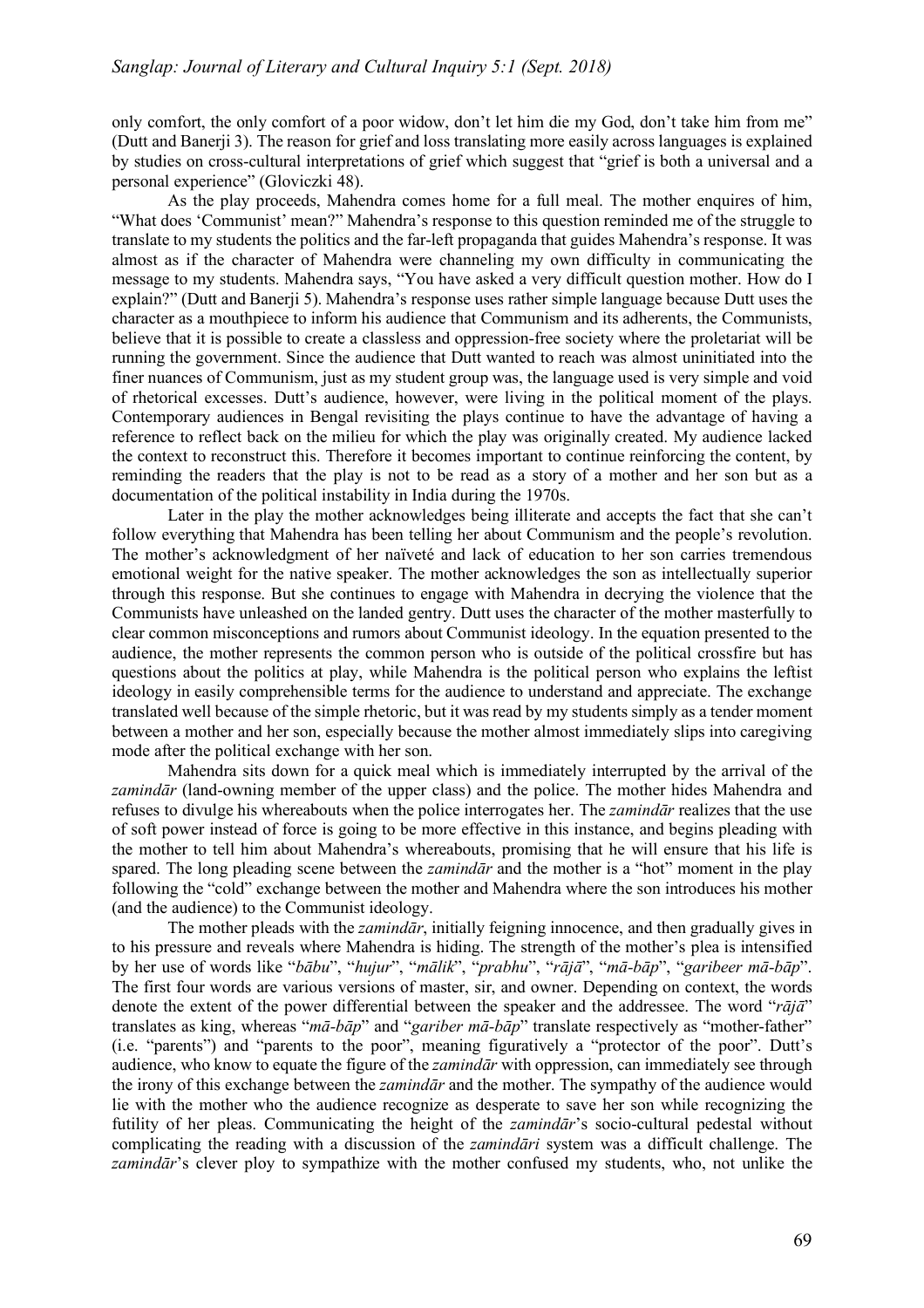only comfort, the only comfort of a poor widow, don't let him die my God, don't take him from me" (Dutt and Banerji 3). The reason for grief and loss translating more easily across languages is explained by studies on cross-cultural interpretations of grief which suggest that "grief is both a universal and a personal experience" (Gloviczki 48).

As the play proceeds, Mahendra comes home for a full meal. The mother enquires of him, "What does 'Communist' mean?" Mahendra's response to this question reminded me of the struggle to translate to my students the politics and the far-left propaganda that guides Mahendra's response. It was almost as if the character of Mahendra were channeling my own difficulty in communicating the message to my students. Mahendra says, "You have asked a very difficult question mother. How do I explain?" (Dutt and Banerji 5). Mahendra's response uses rather simple language because Dutt uses the character as a mouthpiece to inform his audience that Communism and its adherents, the Communists, believe that it is possible to create a classless and oppression-free society where the proletariat will be running the government. Since the audience that Dutt wanted to reach was almost uninitiated into the finer nuances of Communism, just as my student group was, the language used is very simple and void of rhetorical excesses. Dutt's audience, however, were living in the political moment of the plays. Contemporary audiences in Bengal revisiting the plays continue to have the advantage of having a reference to reflect back on the milieu for which the play was originally created. My audience lacked the context to reconstruct this. Therefore it becomes important to continue reinforcing the content, by reminding the readers that the play is not to be read as a story of a mother and her son but as a documentation of the political instability in India during the 1970s.

Later in the play the mother acknowledges being illiterate and accepts the fact that she can't follow everything that Mahendra has been telling her about Communism and the people's revolution. The mother's acknowledgment of her naïveté and lack of education to her son carries tremendous emotional weight for the native speaker. The mother acknowledges the son as intellectually superior through this response. But she continues to engage with Mahendra in decrying the violence that the Communists have unleashed on the landed gentry. Dutt uses the character of the mother masterfully to clear common misconceptions and rumors about Communist ideology. In the equation presented to the audience, the mother represents the common person who is outside of the political crossfire but has questions about the politics at play, while Mahendra is the political person who explains the leftist ideology in easily comprehensible terms for the audience to understand and appreciate. The exchange translated well because of the simple rhetoric, but it was read by my students simply as a tender moment between a mother and her son, especially because the mother almost immediately slips into caregiving mode after the political exchange with her son.

Mahendra sits down for a quick meal which is immediately interrupted by the arrival of the *zamindār* (land-owning member of the upper class) and the police. The mother hides Mahendra and refuses to divulge his whereabouts when the police interrogates her. The *zamindār* realizes that the use of soft power instead of force is going to be more effective in this instance, and begins pleading with the mother to tell him about Mahendra's whereabouts, promising that he will ensure that his life is spared. The long pleading scene between the *zamindār* and the mother is a "hot" moment in the play following the "cold" exchange between the mother and Mahendra where the son introduces his mother (and the audience) to the Communist ideology.

The mother pleads with the *zamindār*, initially feigning innocence, and then gradually gives in to his pressure and reveals where Mahendra is hiding. The strength of the mother's plea is intensified by her use of words like "*bābu*", "*hujur*", "*mālik*", "*prabhu*", "*rājā*", "*mā-bāp*", "*garibeer mā-bāp*". The first four words are various versions of master, sir, and owner. Depending on context, the words denote the extent of the power differential between the speaker and the addressee. The word "*rājā*" translates as king, whereas "*mā-bāp*" and "*gariber mā-bāp*" translate respectively as "mother-father" (i.e. "parents") and "parents to the poor", meaning figuratively a "protector of the poor". Dutt's audience, who know to equate the figure of the *zamindār* with oppression, can immediately see through the irony of this exchange between the *zamindār* and the mother. The sympathy of the audience would lie with the mother who the audience recognize as desperate to save her son while recognizing the futility of her pleas. Communicating the height of the *zamindār*'s socio-cultural pedestal without complicating the reading with a discussion of the *zamindāri* system was a difficult challenge. The *zamindār*'s clever ploy to sympathize with the mother confused my students, who, not unlike the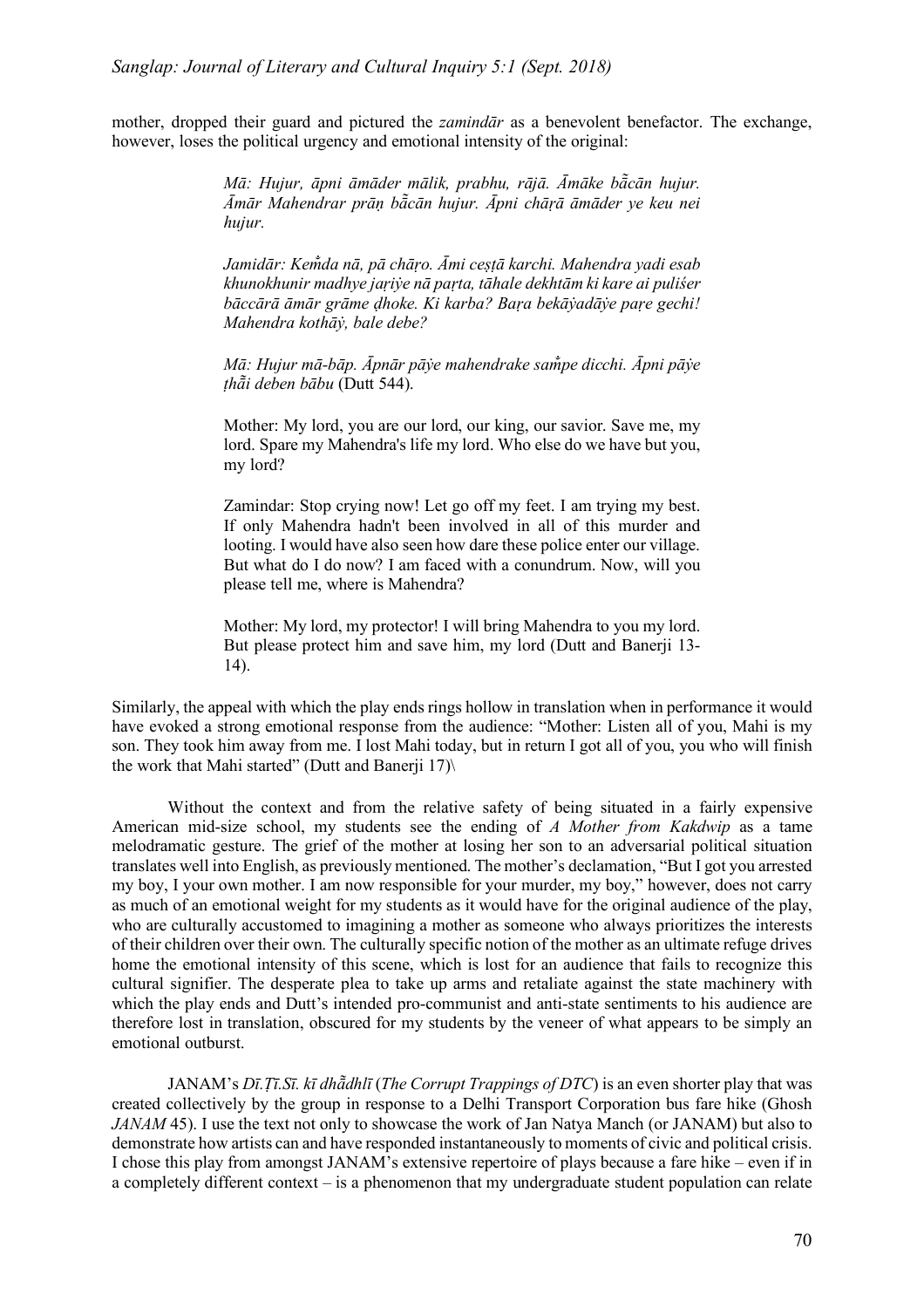mother, dropped their guard and pictured the *zamindār* as a benevolent benefactor. The exchange, however, loses the political urgency and emotional intensity of the original:

> *Mā: Hujur, āpni āmāder mālik, prabhu, rājā. Āmāke bā̃cān hujur. Āmār Mahendrar prāṇ bā̃cān hujur. Āpni chāṛā āmāder ye keu nei hujur.*
>
> *Jamidār: Kem̐da nā, pā chāṛo. Āmi ceṣṭā karchi. Mahendra yadi esab khunokhunir madhye jaṛiẏe nā paṛta, tāhale dekhtām ki kare ai puliśer bāccārā āmār grāme ḍhoke. Ki karba? Baṛa bekāẏadāẏe paṛe gechi! Mahendra kothāẏ, bale debe?*
>
> *Mā: Hujur mā-bāp. Āpnār pāẏe mahendrake sam̐pe dicchi. Āpni pāẏe ṭhā̃i deben bābu* (Dutt 544).
>
> Mother: My lord, you are our lord, our king, our savior. Save me, my lord. Spare my Mahendra's life my lord. Who else do we have but you, my lord?
>
> Zamindar: Stop crying now! Let go off my feet. I am trying my best. If only Mahendra hadn't been involved in all of this murder and looting. I would have also seen how dare these police enter our village. But what do I do now? I am faced with a conundrum. Now, will you please tell me, where is Mahendra?
>
> Mother: My lord, my protector! I will bring Mahendra to you my lord. But please protect him and save him, my lord (Dutt and Banerji 13-14).

Similarly, the appeal with which the play ends rings hollow in translation when in performance it would have evoked a strong emotional response from the audience: "Mother: Listen all of you, Mahi is my son. They took him away from me. I lost Mahi today, but in return I got all of you, you who will finish the work that Mahi started" (Dutt and Banerji 17)\

Without the context and from the relative safety of being situated in a fairly expensive American mid-size school, my students see the ending of *A Mother from Kakdwip* as a tame melodramatic gesture. The grief of the mother at losing her son to an adversarial political situation translates well into English, as previously mentioned. The mother's declamation, "But I got you arrested my boy, I your own mother. I am now responsible for your murder, my boy," however, does not carry as much of an emotional weight for my students as it would have for the original audience of the play, who are culturally accustomed to imagining a mother as someone who always prioritizes the interests of their children over their own. The culturally specific notion of the mother as an ultimate refuge drives home the emotional intensity of this scene, which is lost for an audience that fails to recognize this cultural signifier. The desperate plea to take up arms and retaliate against the state machinery with which the play ends and Dutt's intended pro-communist and anti-state sentiments to his audience are therefore lost in translation, obscured for my students by the veneer of what appears to be simply an emotional outburst.

JANAM's *Dī.Ṭī.Sī. kī dhā̃dhlī* (*The Corrupt Trappings of DTC*) is an even shorter play that was created collectively by the group in response to a Delhi Transport Corporation bus fare hike (Ghosh *JANAM* 45). I use the text not only to showcase the work of Jan Natya Manch (or JANAM) but also to demonstrate how artists can and have responded instantaneously to moments of civic and political crisis. I chose this play from amongst JANAM's extensive repertoire of plays because a fare hike – even if in a completely different context – is a phenomenon that my undergraduate student population can relate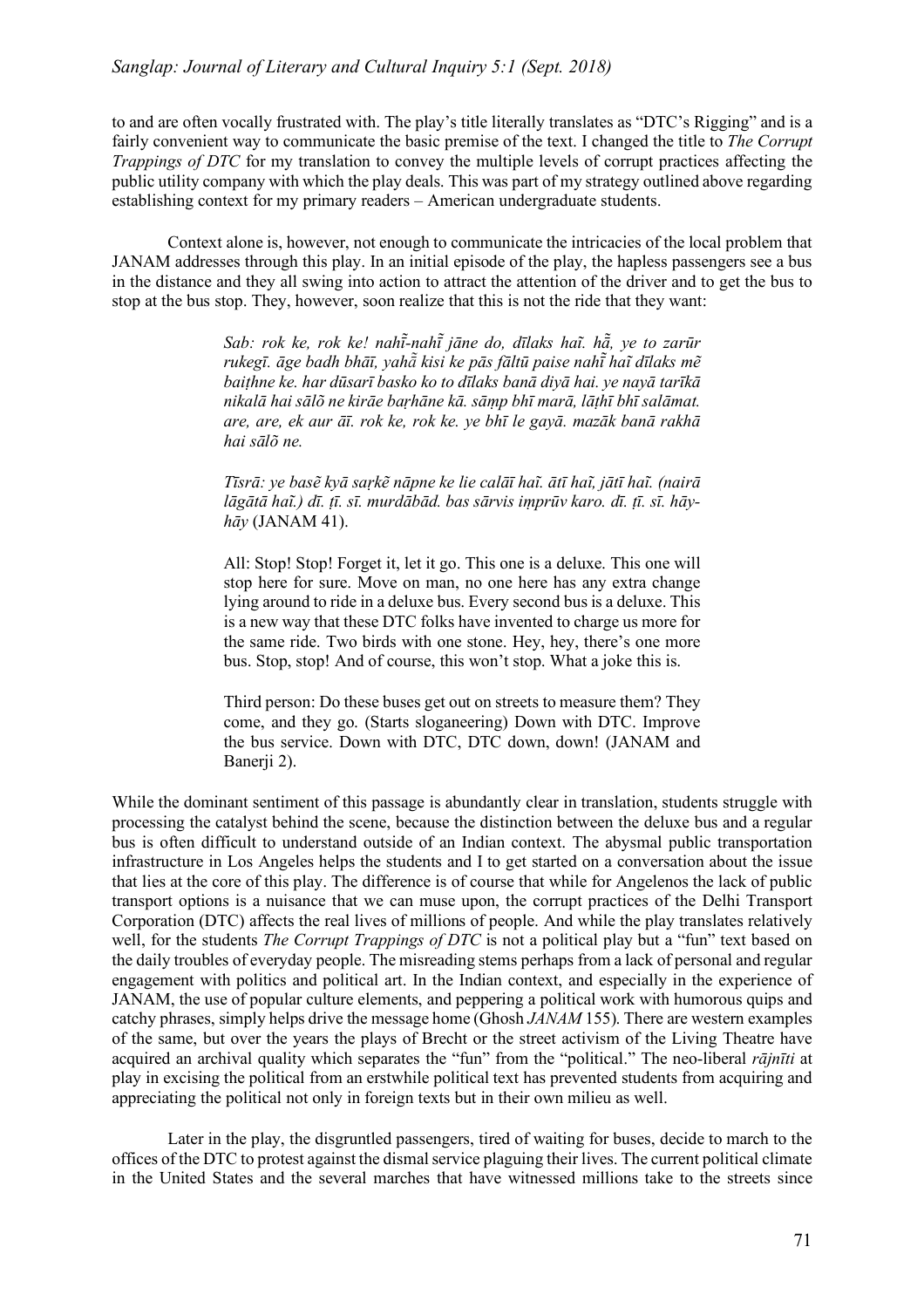to and are often vocally frustrated with. The play's title literally translates as "DTC's Rigging" and is a fairly convenient way to communicate the basic premise of the text. I changed the title to *The Corrupt Trappings of DTC* for my translation to convey the multiple levels of corrupt practices affecting the public utility company with which the play deals. This was part of my strategy outlined above regarding establishing context for my primary readers – American undergraduate students.

Context alone is, however, not enough to communicate the intricacies of the local problem that JANAM addresses through this play. In an initial episode of the play, the hapless passengers see a bus in the distance and they all swing into action to attract the attention of the driver and to get the bus to stop at the bus stop. They, however, soon realize that this is not the ride that they want:

> *Sab: rok ke, rok ke! nahī̃-nahī̃ jāne do, dīlaks haĩ. hā̃, ye to zarūr rukegī. āge badh bhāī, yahā̃ kisi ke pās fāltū paise nahī̃ haĩ dīlaks mẽ baiṭhne ke. har dūsarī basko ko to dīlaks banā diyā hai. ye nayā tarīkā nikalā hai sālõ ne kirāe baṛhāne kā. sāṃp bhī marā, lāṭhī bhī salāmat. are, are, ek aur āī. rok ke, rok ke. ye bhī le gayā. mazāk banā rakhā hai sālõ ne.*
>
> *Tīsrā: ye basẽ kyā saṛkẽ nāpne ke lie calātī haĩ. ātī haĩ, jātī haĩ. (nairā lāgātā haĩ.) dī. ṭī. sī. murdābād. bas sārvis iṃprūv karo. dī. ṭī. sī. hāy-hāy* (JANAM 41).
>
> All: Stop! Stop! Forget it, let it go. This one is a deluxe. This one will stop here for sure. Move on man, no one here has any extra change lying around to ride in a deluxe bus. Every second bus is a deluxe. This is a new way that these DTC folks have invented to charge us more for the same ride. Two birds with one stone. Hey, hey, there's one more bus. Stop, stop! And of course, this won't stop. What a joke this is.
>
> Third person: Do these buses get out on streets to measure them? They come, and they go. (Starts sloganeering) Down with DTC. Improve the bus service. Down with DTC, DTC down, down! (JANAM and Banerji 2).

While the dominant sentiment of this passage is abundantly clear in translation, students struggle with processing the catalyst behind the scene, because the distinction between the deluxe bus and a regular bus is often difficult to understand outside of an Indian context. The abysmal public transportation infrastructure in Los Angeles helps the students and I to get started on a conversation about the issue that lies at the core of this play. The difference is of course that while for Angelenos the lack of public transport options is a nuisance that we can muse upon, the corrupt practices of the Delhi Transport Corporation (DTC) affects the real lives of millions of people. And while the play translates relatively well, for the students *The Corrupt Trappings of DTC* is not a political play but a "fun" text based on the daily troubles of everyday people. The misreading stems perhaps from a lack of personal and regular engagement with politics and political art. In the Indian context, and especially in the experience of JANAM, the use of popular culture elements, and peppering a political work with humorous quips and catchy phrases, simply helps drive the message home (Ghosh *JANAM* 155). There are western examples of the same, but over the years the plays of Brecht or the street activism of the Living Theatre have acquired an archival quality which separates the "fun" from the "political." The neo-liberal *rājnīti* at play in excising the political from an erstwhile political text has prevented students from acquiring and appreciating the political not only in foreign texts but in their own milieu as well.

Later in the play, the disgruntled passengers, tired of waiting for buses, decide to march to the offices of the DTC to protest against the dismal service plaguing their lives. The current political climate in the United States and the several marches that have witnessed millions take to the streets since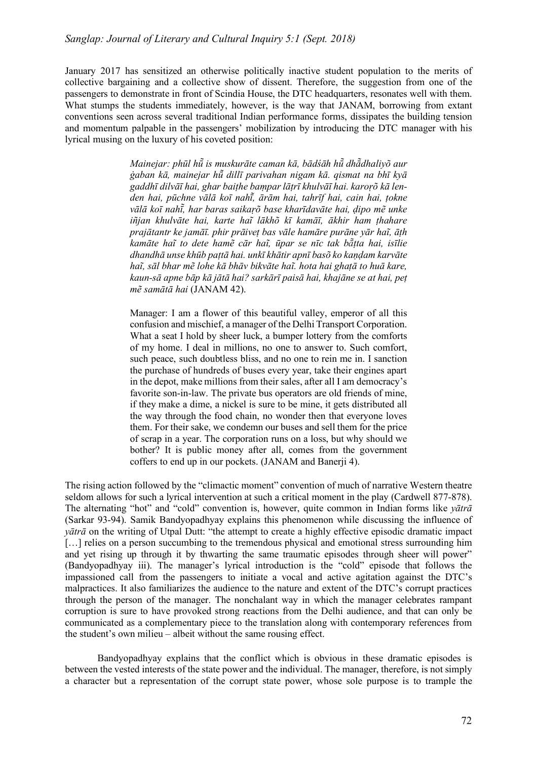January 2017 has sensitized an otherwise politically inactive student population to the merits of collective bargaining and a collective show of dissent. Therefore, the suggestion from one of the passengers to demonstrate in front of Scindia House, the DTC headquarters, resonates well with them. What stumps the students immediately, however, is the way that JANAM, borrowing from extant conventions seen across several traditional Indian performance forms, dissipates the building tension and momentum palpable in the passengers' mobilization by introducing the DTC manager with his lyrical musing on the luxury of his coveted position:

> *Mainejar: phūl hū̃ is muskurāte caman kā, bādśāh hū̃ dhā̃dhaliyõ aur ġaban kā, mainejar hū̃ dillī parivahan nigam kā. qismat na bhī kyā gaddhī dilvāī hai, ghar baiṭhe baṃpar lāṭrī khulvāī hai. karoṛõ kā len-den hai, pūchne vālā koī nahī̃, ārām hai, tahrīf hai, cain hai, ṭokne vālā koī nahī̃, har baras saikaṛõ base kharīdavāte hai, ḍipo mẽ unke iñjan khulvāte hai, karte haĩ lākhõ kī kamāī, ākhir ham ṭhahare prajātantr ke jamāī. phir prāiveṭ bas vāle hamāre purāne yār haĩ, āṭh kamāte haĩ to dete hamẽ cār haĩ, ūpar se nīc tak bā̃ṭta hai, isīlie dhandhā unse khūb paṭtā hai. unkī khātir apnī basõ ko kaṇḍam karvāte haĩ, sāl bhar mẽ lohe kā bhāv bikvāte haĩ. hota hai ghaṭā to huā kare, kaun-sā apne bāp kā jātā hai? sarkārī paisā hai, khajāne se at hai, peṭ mẽ samātā hai* (JANAM 42).

> Manager: I am a flower of this beautiful valley, emperor of all this confusion and mischief, a manager of the Delhi Transport Corporation. What a seat I hold by sheer luck, a bumper lottery from the comforts of my home. I deal in millions, no one to answer to. Such comfort, such peace, such doubtless bliss, and no one to rein me in. I sanction the purchase of hundreds of buses every year, take their engines apart in the depot, make millions from their sales, after all I am democracy's favorite son-in-law. The private bus operators are old friends of mine, if they make a dime, a nickel is sure to be mine, it gets distributed all the way through the food chain, no wonder then that everyone loves them. For their sake, we condemn our buses and sell them for the price of scrap in a year. The corporation runs on a loss, but why should we bother? It is public money after all, comes from the government coffers to end up in our pockets. (JANAM and Banerji 4).

The rising action followed by the "climactic moment" convention of much of narrative Western theatre seldom allows for such a lyrical intervention at such a critical moment in the play (Cardwell 877-878). The alternating "hot" and "cold" convention is, however, quite common in Indian forms like *yātrā* (Sarkar 93-94). Samik Bandyopadhyay explains this phenomenon while discussing the influence of *yātrā* on the writing of Utpal Dutt: "the attempt to create a highly effective episodic dramatic impact […] relies on a person succumbing to the tremendous physical and emotional stress surrounding him and yet rising up through it by thwarting the same traumatic episodes through sheer will power" (Bandyopadhyay iii). The manager's lyrical introduction is the "cold" episode that follows the impassioned call from the passengers to initiate a vocal and active agitation against the DTC's malpractices. It also familiarizes the audience to the nature and extent of the DTC's corrupt practices through the person of the manager. The nonchalant way in which the manager celebrates rampant corruption is sure to have provoked strong reactions from the Delhi audience, and that can only be communicated as a complementary piece to the translation along with contemporary references from the student's own milieu – albeit without the same rousing effect.

Bandyopadhyay explains that the conflict which is obvious in these dramatic episodes is between the vested interests of the state power and the individual. The manager, therefore, is not simply a character but a representation of the corrupt state power, whose sole purpose is to trample the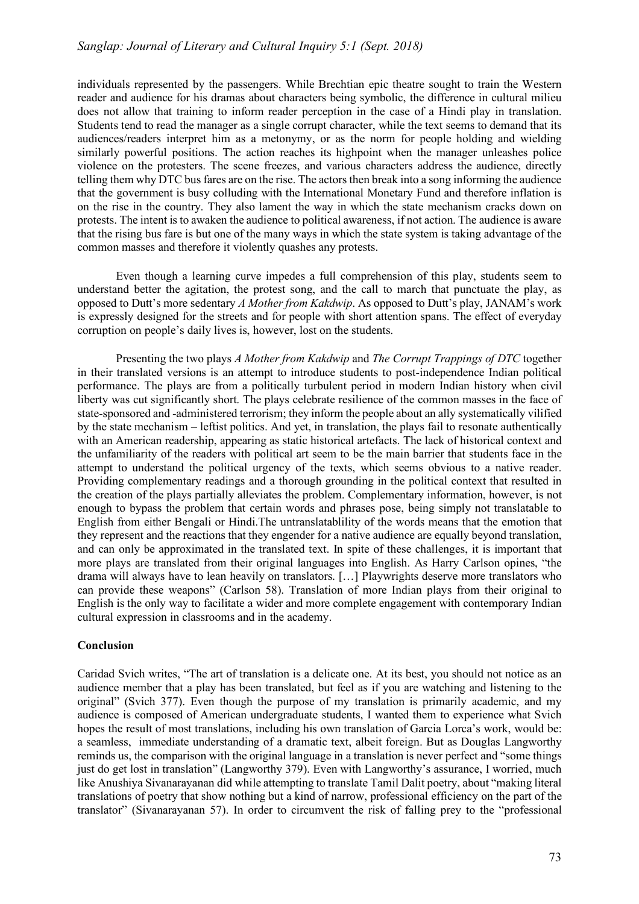individuals represented by the passengers. While Brechtian epic theatre sought to train the Western reader and audience for his dramas about characters being symbolic, the difference in cultural milieu does not allow that training to inform reader perception in the case of a Hindi play in translation. Students tend to read the manager as a single corrupt character, while the text seems to demand that its audiences/readers interpret him as a metonymy, or as the norm for people holding and wielding similarly powerful positions. The action reaches its highpoint when the manager unleashes police violence on the protesters. The scene freezes, and various characters address the audience, directly telling them why DTC bus fares are on the rise. The actors then break into a song informing the audience that the government is busy colluding with the International Monetary Fund and therefore inflation is on the rise in the country. They also lament the way in which the state mechanism cracks down on protests. The intent is to awaken the audience to political awareness, if not action. The audience is aware that the rising bus fare is but one of the many ways in which the state system is taking advantage of the common masses and therefore it violently quashes any protests.

Even though a learning curve impedes a full comprehension of this play, students seem to understand better the agitation, the protest song, and the call to march that punctuate the play, as opposed to Dutt's more sedentary *A Mother from Kakdwip*. As opposed to Dutt's play, JANAM's work is expressly designed for the streets and for people with short attention spans. The effect of everyday corruption on people's daily lives is, however, lost on the students.

Presenting the two plays *A Mother from Kakdwip* and *The Corrupt Trappings of DTC* together in their translated versions is an attempt to introduce students to post-independence Indian political performance. The plays are from a politically turbulent period in modern Indian history when civil liberty was cut significantly short. The plays celebrate resilience of the common masses in the face of state-sponsored and -administered terrorism; they inform the people about an ally systematically vilified by the state mechanism – leftist politics. And yet, in translation, the plays fail to resonate authentically with an American readership, appearing as static historical artefacts. The lack of historical context and the unfamiliarity of the readers with political art seem to be the main barrier that students face in the attempt to understand the political urgency of the texts, which seems obvious to a native reader. Providing complementary readings and a thorough grounding in the political context that resulted in the creation of the plays partially alleviates the problem. Complementary information, however, is not enough to bypass the problem that certain words and phrases pose, being simply not translatable to English from either Bengali or Hindi.The untranslatablility of the words means that the emotion that they represent and the reactions that they engender for a native audience are equally beyond translation, and can only be approximated in the translated text. In spite of these challenges, it is important that more plays are translated from their original languages into English. As Harry Carlson opines, "the drama will always have to lean heavily on translators. […] Playwrights deserve more translators who can provide these weapons" (Carlson 58). Translation of more Indian plays from their original to English is the only way to facilitate a wider and more complete engagement with contemporary Indian cultural expression in classrooms and in the academy.

## Conclusion

Caridad Svich writes, "The art of translation is a delicate one. At its best, you should not notice as an audience member that a play has been translated, but feel as if you are watching and listening to the original" (Svich 377). Even though the purpose of my translation is primarily academic, and my audience is composed of American undergraduate students, I wanted them to experience what Svich hopes the result of most translations, including his own translation of Garcia Lorca's work, would be: a seamless, immediate understanding of a dramatic text, albeit foreign. But as Douglas Langworthy reminds us, the comparison with the original language in a translation is never perfect and "some things just do get lost in translation" (Langworthy 379). Even with Langworthy's assurance, I worried, much like Anushiya Sivanarayanan did while attempting to translate Tamil Dalit poetry, about "making literal translations of poetry that show nothing but a kind of narrow, professional efficiency on the part of the translator" (Sivanarayanan 57). In order to circumvent the risk of falling prey to the "professional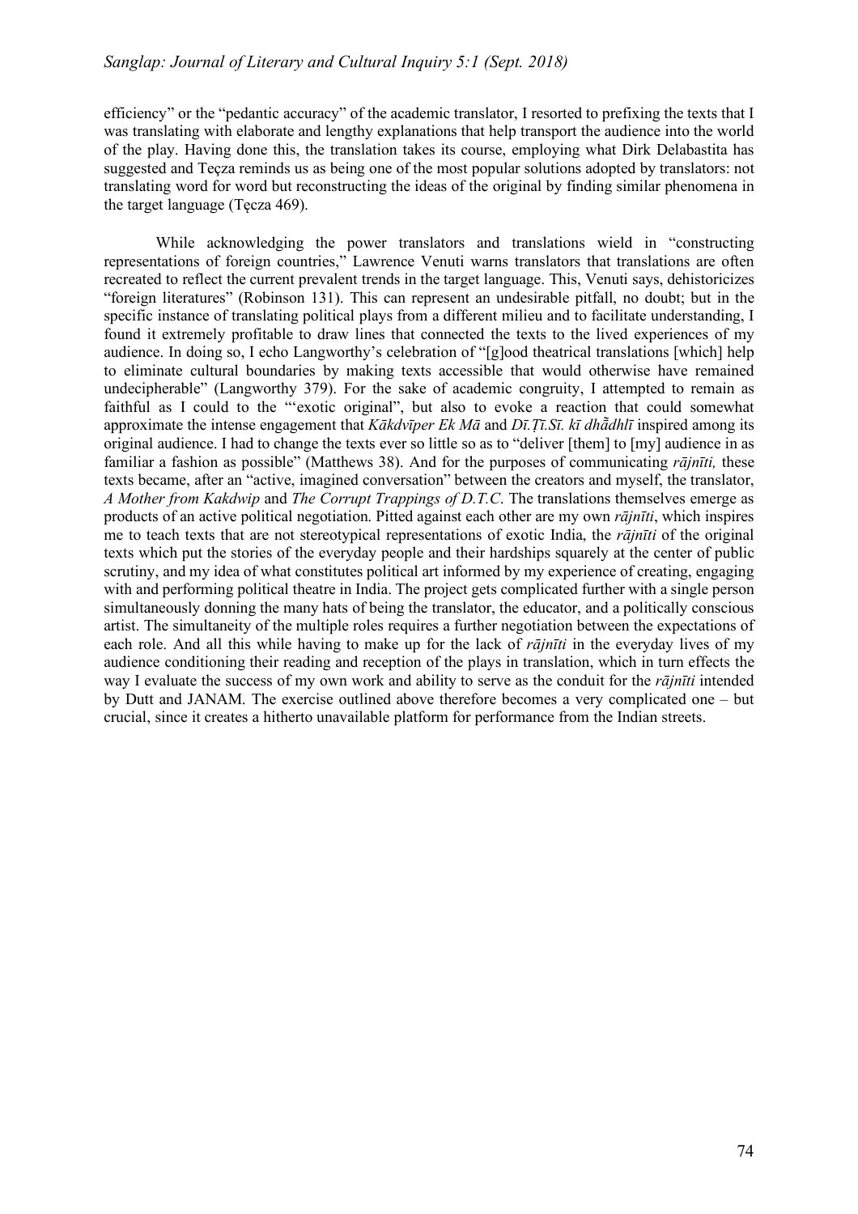efficiency" or the "pedantic accuracy" of the academic translator, I resorted to prefixing the texts that I was translating with elaborate and lengthy explanations that help transport the audience into the world of the play. Having done this, the translation takes its course, employing what Dirk Delabastita has suggested and Teçza reminds us as being one of the most popular solutions adopted by translators: not translating word for word but reconstructing the ideas of the original by finding similar phenomena in the target language (Tęcza 469).

While acknowledging the power translators and translations wield in "constructing representations of foreign countries," Lawrence Venuti warns translators that translations are often recreated to reflect the current prevalent trends in the target language. This, Venuti says, dehistoricizes "foreign literatures" (Robinson 131). This can represent an undesirable pitfall, no doubt; but in the specific instance of translating political plays from a different milieu and to facilitate understanding, I found it extremely profitable to draw lines that connected the texts to the lived experiences of my audience. In doing so, I echo Langworthy's celebration of "[g]ood theatrical translations [which] help to eliminate cultural boundaries by making texts accessible that would otherwise have remained undecipherable" (Langworthy 379). For the sake of academic congruity, I attempted to remain as faithful as I could to the "'exotic original", but also to evoke a reaction that could somewhat approximate the intense engagement that *Kākdvīper Ek Mā* and *Dī.Ṭī.Sī. kī dhā̃dhlī* inspired among its original audience. I had to change the texts ever so little so as to "deliver [them] to [my] audience in as familiar a fashion as possible" (Matthews 38). And for the purposes of communicating *rājnīti,* these texts became, after an "active, imagined conversation" between the creators and myself, the translator, *A Mother from Kakdwip* and *The Corrupt Trappings of D.T.C*. The translations themselves emerge as products of an active political negotiation. Pitted against each other are my own *rājnīti*, which inspires me to teach texts that are not stereotypical representations of exotic India, the *rājnīti* of the original texts which put the stories of the everyday people and their hardships squarely at the center of public scrutiny, and my idea of what constitutes political art informed by my experience of creating, engaging with and performing political theatre in India. The project gets complicated further with a single person simultaneously donning the many hats of being the translator, the educator, and a politically conscious artist. The simultaneity of the multiple roles requires a further negotiation between the expectations of each role. And all this while having to make up for the lack of *rājnīti* in the everyday lives of my audience conditioning their reading and reception of the plays in translation, which in turn effects the way I evaluate the success of my own work and ability to serve as the conduit for the *rājnīti* intended by Dutt and JANAM. The exercise outlined above therefore becomes a very complicated one – but crucial, since it creates a hitherto unavailable platform for performance from the Indian streets.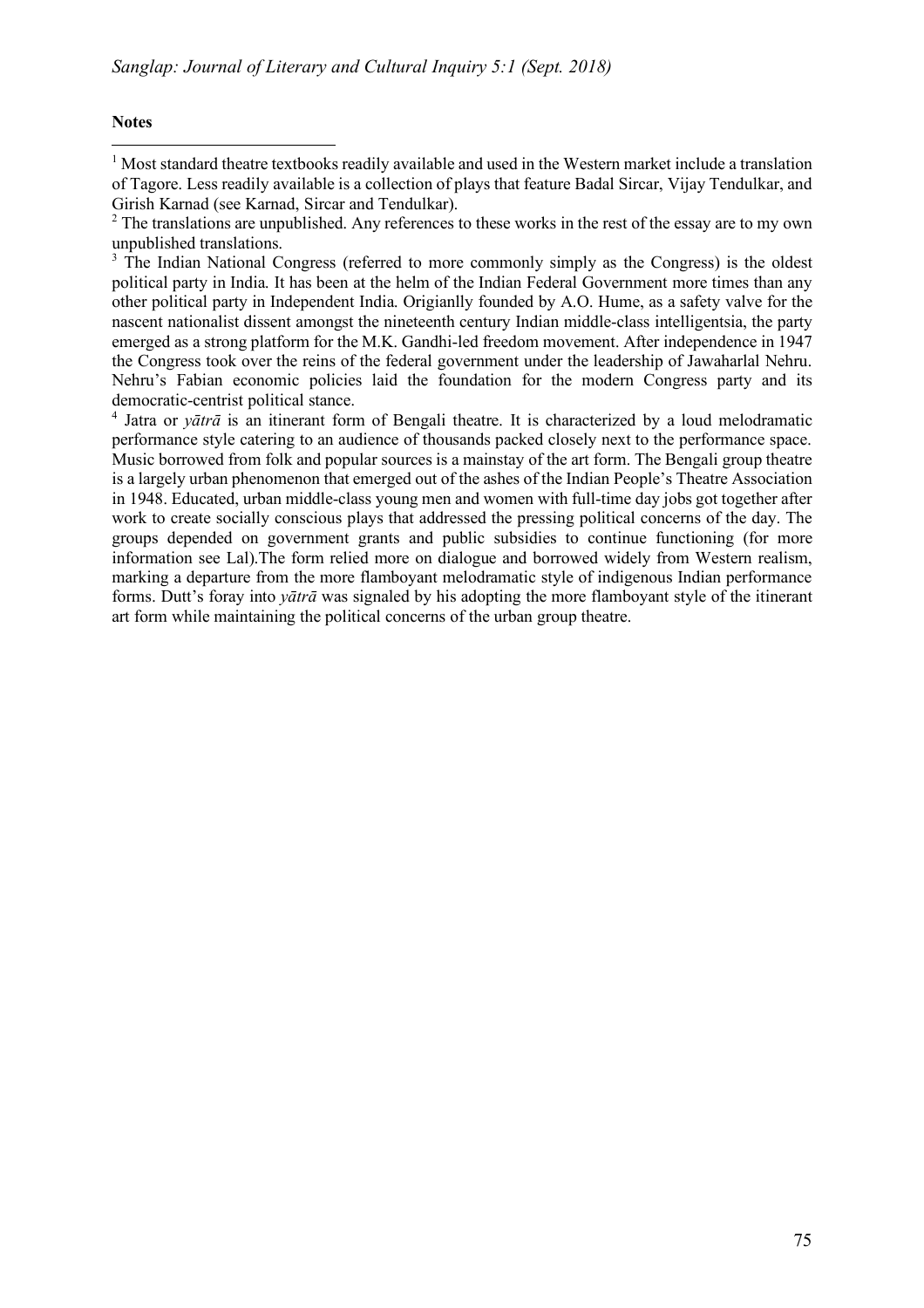**Notes**

[1] Most standard theatre textbooks readily available and used in the Western market include a translation of Tagore. Less readily available is a collection of plays that feature Badal Sircar, Vijay Tendulkar, and Girish Karnad (see Karnad, Sircar and Tendulkar).

[2] The translations are unpublished. Any references to these works in the rest of the essay are to my own unpublished translations.

[3] The Indian National Congress (referred to more commonly simply as the Congress) is the oldest political party in India. It has been at the helm of the Indian Federal Government more times than any other political party in Independent India. Origianlly founded by A.O. Hume, as a safety valve for the nascent nationalist dissent amongst the nineteenth century Indian middle-class intelligentsia, the party emerged as a strong platform for the M.K. Gandhi-led freedom movement. After independence in 1947 the Congress took over the reins of the federal government under the leadership of Jawaharlal Nehru. Nehru's Fabian economic policies laid the foundation for the modern Congress party and its democratic-centrist political stance.

[4] Jatra or *yātrā* is an itinerant form of Bengali theatre. It is characterized by a loud melodramatic performance style catering to an audience of thousands packed closely next to the performance space. Music borrowed from folk and popular sources is a mainstay of the art form. The Bengali group theatre is a largely urban phenomenon that emerged out of the ashes of the Indian People's Theatre Association in 1948. Educated, urban middle-class young men and women with full-time day jobs got together after work to create socially conscious plays that addressed the pressing political concerns of the day. The groups depended on government grants and public subsidies to continue functioning (for more information see Lal).The form relied more on dialogue and borrowed widely from Western realism, marking a departure from the more flamboyant melodramatic style of indigenous Indian performance forms. Dutt's foray into *yātrā* was signaled by his adopting the more flamboyant style of the itinerant art form while maintaining the political concerns of the urban group theatre.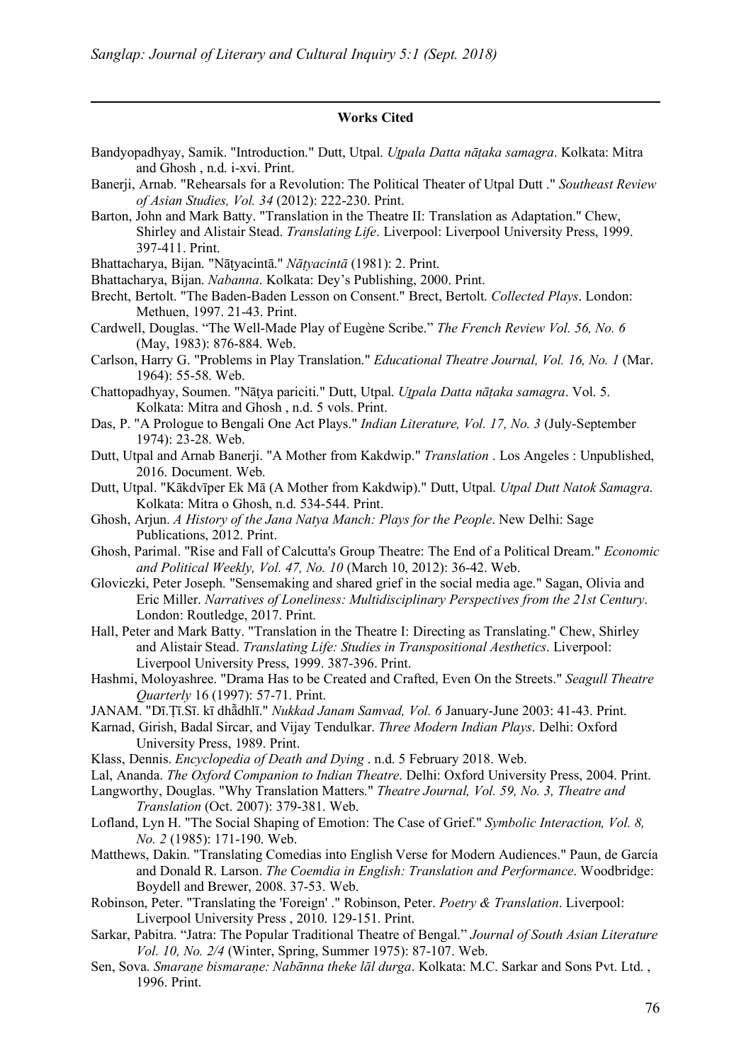**Works Cited**

Bandyopadhyay, Samik. "Introduction." Dutt, Utpal. *Uṭpala Datta nāṭaka samagra*. Kolkata: Mitra and Ghosh , n.d. i-xvi. Print.

Banerji, Arnab. "Rehearsals for a Revolution: The Political Theater of Utpal Dutt ." *Southeast Review of Asian Studies, Vol. 34* (2012): 222-230. Print.

Barton, John and Mark Batty. "Translation in the Theatre II: Translation as Adaptation." Chew, Shirley and Alistair Stead. *Translating Life*. Liverpool: Liverpool University Press, 1999. 397-411. Print.

Bhattacharya, Bijan. "Nāṭyacintā." *Nāṭyacintā* (1981): 2. Print.

Bhattacharya, Bijan. *Nabanna*. Kolkata: Dey's Publishing, 2000. Print.

Brecht, Bertolt. "The Baden-Baden Lesson on Consent." Brect, Bertolt. *Collected Plays*. London: Methuen, 1997. 21-43. Print.

Cardwell, Douglas. "The Well-Made Play of Eugène Scribe." *The French Review Vol. 56, No. 6* (May, 1983): 876-884. Web.

Carlson, Harry G. "Problems in Play Translation." *Educational Theatre Journal, Vol. 16, No. 1* (Mar. 1964): 55-58. Web.

Chattopadhyay, Soumen. "Nāṭya pariciti." Dutt, Utpal. *Uṭpala Datta nāṭaka samagra*. Vol. 5. Kolkata: Mitra and Ghosh , n.d. 5 vols. Print.

Das, P. "A Prologue to Bengali One Act Plays." *Indian Literature, Vol. 17, No. 3* (July-September 1974): 23-28. Web.

Dutt, Utpal and Arnab Banerji. "A Mother from Kakdwip." *Translation* . Los Angeles : Unpublished, 2016. Document. Web.

Dutt, Utpal. "Kākdvīper Ek Mā (A Mother from Kakdwip)." Dutt, Utpal. *Utpal Dutt Natok Samagra*. Kolkata: Mitra o Ghosh, n.d. 534-544. Print.

Ghosh, Arjun. *A History of the Jana Natya Manch: Plays for the People*. New Delhi: Sage Publications, 2012. Print.

Ghosh, Parimal. "Rise and Fall of Calcutta's Group Theatre: The End of a Political Dream." *Economic and Political Weekly, Vol. 47, No. 10* (March 10, 2012): 36-42. Web.

Gloviczki, Peter Joseph. "Sensemaking and shared grief in the social media age." Sagan, Olivia and Eric Miller. *Narratives of Loneliness: Multidisciplinary Perspectives from the 21st Century*. London: Routledge, 2017. Print.

Hall, Peter and Mark Batty. "Translation in the Theatre I: Directing as Translating." Chew, Shirley and Alistair Stead. *Translating Life: Studies in Transpositional Aesthetics*. Liverpool: Liverpool University Press, 1999. 387-396. Print.

Hashmi, Moloyashree. "Drama Has to be Created and Crafted, Even On the Streets." *Seagull Theatre Quarterly* 16 (1997): 57-71. Print.

JANAM. "Dī.Ṭī.Sī. kī dhā̃dhlī." *Nukkad Janam Samvad, Vol. 6* January-June 2003: 41-43. Print.

Karnad, Girish, Badal Sircar, and Vijay Tendulkar. *Three Modern Indian Plays*. Delhi: Oxford University Press, 1989. Print.

Klass, Dennis. *Encyclopedia of Death and Dying* . n.d. 5 February 2018. Web.

Lal, Ananda. *The Oxford Companion to Indian Theatre*. Delhi: Oxford University Press, 2004. Print.

Langworthy, Douglas. "Why Translation Matters." *Theatre Journal, Vol. 59, No. 3, Theatre and Translation* (Oct. 2007): 379-381. Web.

Lofland, Lyn H. "The Social Shaping of Emotion: The Case of Grief." *Symbolic Interaction, Vol. 8, No. 2* (1985): 171-190. Web.

Matthews, Dakin. "Translating Comedias into English Verse for Modern Audiences." Paun, de García and Donald R. Larson. *The Coemdia in English: Translation and Performance*. Woodbridge: Boydell and Brewer, 2008. 37-53. Web.

Robinson, Peter. "Translating the 'Foreign' ." Robinson, Peter. *Poetry & Translation*. Liverpool: Liverpool University Press , 2010. 129-151. Print.

Sarkar, Pabitra. "Jatra: The Popular Traditional Theatre of Bengal." *Journal of South Asian Literature Vol. 10, No. 2/4* (Winter, Spring, Summer 1975): 87-107. Web.

Sen, Sova. *Smaraṇe bismaraṇe: Nabānna theke lāl durga*. Kolkata: M.C. Sarkar and Sons Pvt. Ltd. , 1996. Print.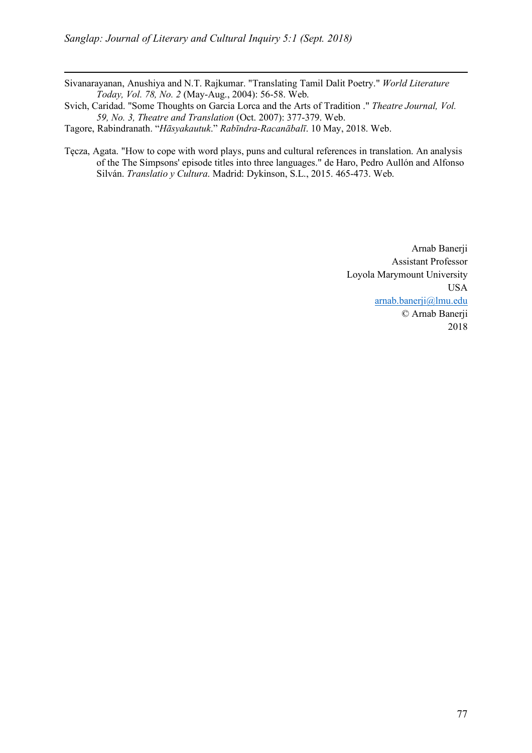Sivanarayanan, Anushiya and N.T. Rajkumar. "Translating Tamil Dalit Poetry." *World Literature Today, Vol. 78, No. 2* (May-Aug., 2004): 56-58. Web.

Svich, Caridad. "Some Thoughts on Garcia Lorca and the Arts of Tradition ." *Theatre Journal, Vol. 59, No. 3, Theatre and Translation* (Oct. 2007): 377-379. Web.

Tagore, Rabindranath. "*Hāsyakautuk*." *Rabīndra-Racanābalī*. 10 May, 2018. Web.

Tęcza, Agata. "How to cope with word plays, puns and cultural references in translation. An analysis of the The Simpsons' episode titles into three languages." de Haro, Pedro Aullón and Alfonso Silván. *Translatio y Cultura*. Madrid: Dykinson, S.L., 2015. 465-473. Web.

Arnab Banerji
Assistant Professor
Loyola Marymount University
USA
arnab.banerji@lmu.edu
© Arnab Banerji
2018